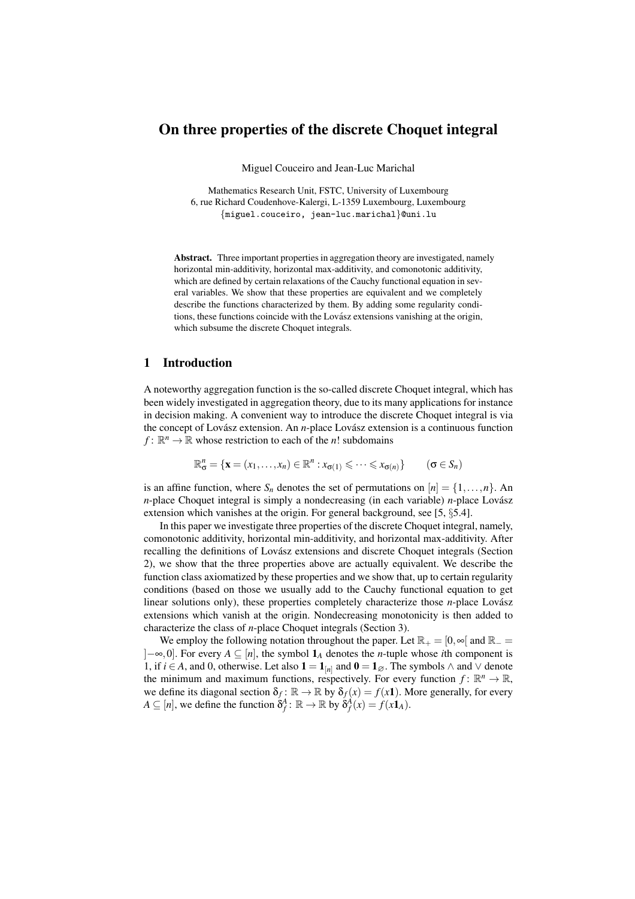# On three properties of the discrete Choquet integral

Miguel Couceiro and Jean-Luc Marichal

Mathematics Research Unit, FSTC, University of Luxembourg
6, rue Richard Coudenhove-Kalergi, L-1359 Luxembourg, Luxembourg
{miguel.couceiro, jean-luc.marichal}@uni.lu

**Abstract.** Three important properties in aggregation theory are investigated, namely horizontal min-additivity, horizontal max-additivity, and comonotonic additivity, which are defined by certain relaxations of the Cauchy functional equation in several variables. We show that these properties are equivalent and we completely describe the functions characterized by them. By adding some regularity conditions, these functions coincide with the Lovász extensions vanishing at the origin, which subsume the discrete Choquet integrals.

## 1 Introduction

A noteworthy aggregation function is the so-called discrete Choquet integral, which has been widely investigated in aggregation theory, due to its many applications for instance in decision making. A convenient way to introduce the discrete Choquet integral is via the concept of Lovász extension. An $n$-place Lovász extension is a continuous function $f\colon \mathbb{R}^n \to \mathbb{R}$ whose restriction to each of the $n!$ subdomains

$$\mathbb{R}^n_\sigma = \{\mathbf{x} = (x_1, \ldots, x_n) \in \mathbb{R}^n : x_{\sigma(1)} \leqslant \cdots \leqslant x_{\sigma(n)}\} \qquad (\sigma \in S_n)$$

is an affine function, where $S_n$ denotes the set of permutations on $[n] = \{1, \ldots, n\}$. An $n$-place Choquet integral is simply a nondecreasing (in each variable) $n$-place Lovász extension which vanishes at the origin. For general background, see [5, §5.4].

In this paper we investigate three properties of the discrete Choquet integral, namely, comonotonic additivity, horizontal min-additivity, and horizontal max-additivity. After recalling the definitions of Lovász extensions and discrete Choquet integrals (Section 2), we show that the three properties above are actually equivalent. We describe the function class axiomatized by these properties and we show that, up to certain regularity conditions (based on those we usually add to the Cauchy functional equation to get linear solutions only), these properties completely characterize those $n$-place Lovász extensions which vanish at the origin. Nondecreasing monotonicity is then added to characterize the class of $n$-place Choquet integrals (Section 3).

We employ the following notation throughout the paper. Let $\mathbb{R}_+ = [0, \infty[$ and $\mathbb{R}_- = ]-\infty, 0]$. For every $A \subseteq [n]$, the symbol $\mathbf{1}_A$ denotes the $n$-tuple whose $i$th component is 1, if $i \in A$, and 0, otherwise. Let also $\mathbf{1} = \mathbf{1}_{[n]}$ and $\mathbf{0} = \mathbf{1}_\varnothing$. The symbols $\wedge$ and $\vee$ denote the minimum and maximum functions, respectively. For every function $f\colon \mathbb{R}^n \to \mathbb{R}$, we define its diagonal section $\delta_f\colon \mathbb{R} \to \mathbb{R}$ by $\delta_f(x) = f(x\mathbf{1})$. More generally, for every $A \subseteq [n]$, we define the function $\delta_f^A\colon \mathbb{R} \to \mathbb{R}$ by $\delta_f^A(x) = f(x\mathbf{1}_A)$.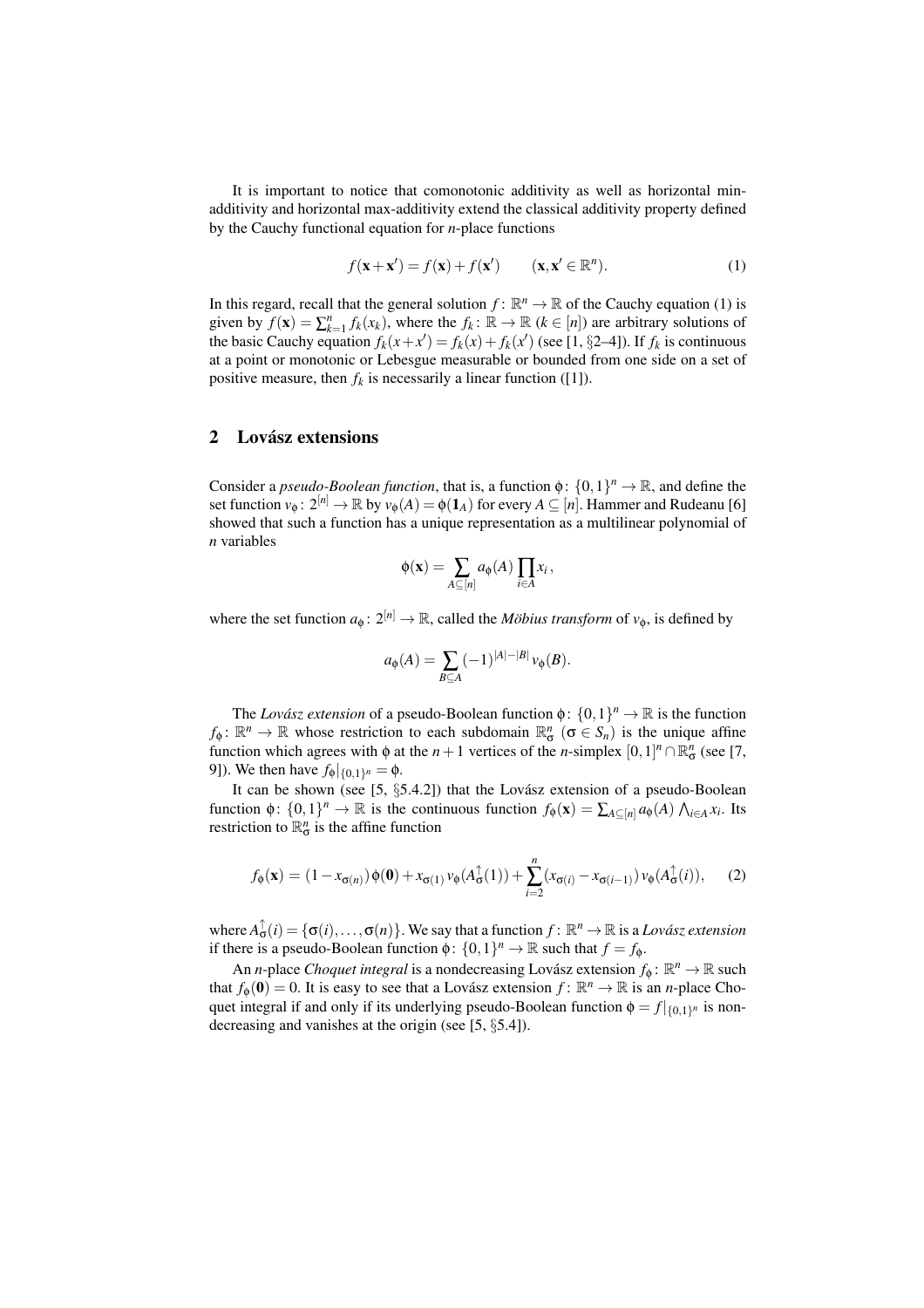It is important to notice that comonotonic additivity as well as horizontal min-additivity and horizontal max-additivity extend the classical additivity property defined by the Cauchy functional equation for $n$-place functions

$$f(\mathbf{x}+\mathbf{x}') = f(\mathbf{x}) + f(\mathbf{x}') \qquad (\mathbf{x},\mathbf{x}' \in \mathbb{R}^n). \tag{1}$$

In this regard, recall that the general solution $f\colon \mathbb{R}^n \to \mathbb{R}$ of the Cauchy equation (1) is given by $f(\mathbf{x}) = \sum_{k=1}^n f_k(x_k)$, where the $f_k\colon \mathbb{R} \to \mathbb{R}$ ($k \in [n]$) are arbitrary solutions of the basic Cauchy equation $f_k(x+x') = f_k(x) + f_k(x')$ (see [1, §2–4]). If $f_k$ is continuous at a point or monotonic or Lebesgue measurable or bounded from one side on a set of positive measure, then $f_k$ is necessarily a linear function ([1]).

## 2 Lovász extensions

Consider a *pseudo-Boolean function*, that is, a function $\phi\colon \{0,1\}^n \to \mathbb{R}$, and define the set function $v_\phi\colon 2^{[n]} \to \mathbb{R}$ by $v_\phi(A) = \phi(\mathbf{1}_A)$ for every $A \subseteq [n]$. Hammer and Rudeanu [6] showed that such a function has a unique representation as a multilinear polynomial of $n$ variables

$$\phi(\mathbf{x}) = \sum_{A\subseteq[n]} a_\phi(A) \prod_{i\in A} x_i\,,$$

where the set function $a_\phi\colon 2^{[n]} \to \mathbb{R}$, called the *Möbius transform* of $v_\phi$, is defined by

$$a_\phi(A) = \sum_{B\subseteq A} (-1)^{|A|-|B|}\, v_\phi(B).$$

The *Lovász extension* of a pseudo-Boolean function $\phi\colon \{0,1\}^n \to \mathbb{R}$ is the function $f_\phi\colon \mathbb{R}^n \to \mathbb{R}$ whose restriction to each subdomain $\mathbb{R}^n_\sigma$ ($\sigma \in S_n$) is the unique affine function which agrees with $\phi$ at the $n+1$ vertices of the $n$-simplex $[0,1]^n \cap \mathbb{R}^n_\sigma$ (see [7, 9]). We then have $f_\phi|_{\{0,1\}^n} = \phi$.

It can be shown (see [5, §5.4.2]) that the Lovász extension of a pseudo-Boolean function $\phi\colon \{0,1\}^n \to \mathbb{R}$ is the continuous function $f_\phi(\mathbf{x}) = \sum_{A\subseteq[n]} a_\phi(A) \bigwedge_{i\in A} x_i$. Its restriction to $\mathbb{R}^n_\sigma$ is the affine function

$$f_\phi(\mathbf{x}) = (1 - x_{\sigma(n)})\,\phi(\mathbf{0}) + x_{\sigma(1)}\, v_\phi(A^\uparrow_\sigma(1)) + \sum_{i=2}^n (x_{\sigma(i)} - x_{\sigma(i-1)})\, v_\phi(A^\uparrow_\sigma(i)), \tag{2}$$

where $A^\uparrow_\sigma(i) = \{\sigma(i),\ldots,\sigma(n)\}$. We say that a function $f\colon \mathbb{R}^n \to \mathbb{R}$ is a *Lovász extension* if there is a pseudo-Boolean function $\phi\colon \{0,1\}^n \to \mathbb{R}$ such that $f = f_\phi$.

An $n$-place *Choquet integral* is a nondecreasing Lovász extension $f_\phi\colon \mathbb{R}^n \to \mathbb{R}$ such that $f_\phi(\mathbf{0}) = 0$. It is easy to see that a Lovász extension $f\colon \mathbb{R}^n \to \mathbb{R}$ is an $n$-place Choquet integral if and only if its underlying pseudo-Boolean function $\phi = f|_{\{0,1\}^n}$ is nondecreasing and vanishes at the origin (see [5, §5.4]).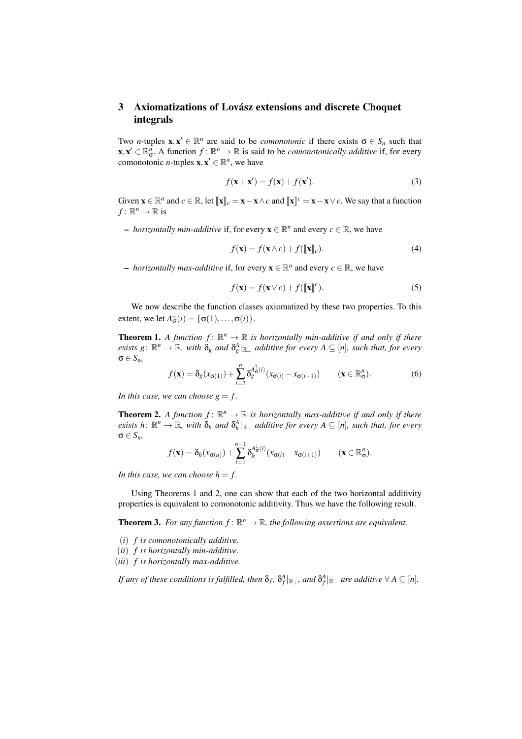## 3 Axiomatizations of Lovász extensions and discrete Choquet integrals

Two $n$-tuples $\mathbf{x},\mathbf{x}' \in \mathbb{R}^n$ are said to be *comonotonic* if there exists $\sigma \in S_n$ such that $\mathbf{x},\mathbf{x}' \in \mathbb{R}^n_\sigma$. A function $f\colon \mathbb{R}^n \to \mathbb{R}$ is said to be *comonotonically additive* if, for every comonotonic $n$-tuples $\mathbf{x},\mathbf{x}' \in \mathbb{R}^n$, we have

$$f(\mathbf{x}+\mathbf{x}') = f(\mathbf{x}) + f(\mathbf{x}'). \tag{3}$$

Given $\mathbf{x} \in \mathbb{R}^n$ and $c \in \mathbb{R}$, let $[\![\mathbf{x}]\!]_c = \mathbf{x} - \mathbf{x}\wedge c$ and $[\![\mathbf{x}]\!]^c = \mathbf{x} - \mathbf{x}\vee c$. We say that a function $f\colon \mathbb{R}^n \to \mathbb{R}$ is

- *horizontally min-additive* if, for every $\mathbf{x} \in \mathbb{R}^n$ and every $c \in \mathbb{R}$, we have

$$f(\mathbf{x}) = f(\mathbf{x}\wedge c) + f([\![\mathbf{x}]\!]_c). \tag{4}$$

- *horizontally max-additive* if, for every $\mathbf{x} \in \mathbb{R}^n$ and every $c \in \mathbb{R}$, we have

$$f(\mathbf{x}) = f(\mathbf{x}\vee c) + f([\![\mathbf{x}]\!]^c). \tag{5}$$

We now describe the function classes axiomatized by these two properties. To this extent, we let $A^{\downarrow}_{\sigma}(i) = \{\sigma(1),\ldots,\sigma(i)\}$.

**Theorem 1.** *A function $f\colon \mathbb{R}^n \to \mathbb{R}$ is horizontally min-additive if and only if there exists $g\colon \mathbb{R}^n \to \mathbb{R}$, with $\delta_g$ and $\delta^A_g|_{\mathbb{R}_+}$ additive for every $A \subseteq [n]$, such that, for every $\sigma \in S_n$,*

$$f(\mathbf{x}) = \delta_g(x_{\sigma(1)}) + \sum_{i=2}^{n} \delta_g^{A^{\uparrow}_{\sigma}(i)}(x_{\sigma(i)} - x_{\sigma(i-1)}) \qquad (\mathbf{x} \in \mathbb{R}^n_\sigma). \tag{6}$$

*In this case, we can choose $g = f$.*

**Theorem 2.** *A function $f\colon \mathbb{R}^n \to \mathbb{R}$ is horizontally max-additive if and only if there exists $h\colon \mathbb{R}^n \to \mathbb{R}$, with $\delta_h$ and $\delta^A_h|_{\mathbb{R}_-}$ additive for every $A \subseteq [n]$, such that, for every $\sigma \in S_n$,*

$$f(\mathbf{x}) = \delta_h(x_{\sigma(n)}) + \sum_{i=1}^{n-1} \delta_h^{A^{\downarrow}_{\sigma}(i)}(x_{\sigma(i)} - x_{\sigma(i+1)}) \qquad (\mathbf{x} \in \mathbb{R}^n_\sigma).$$

*In this case, we can choose $h = f$.*

Using Theorems 1 and 2, one can show that each of the two horizontal additivity properties is equivalent to comonotonic additivity. Thus we have the following result.

**Theorem 3.** *For any function $f\colon \mathbb{R}^n \to \mathbb{R}$, the following assertions are equivalent.*

$(i)$ *$f$ is comonotonically additive.*
$(ii)$ *$f$ is horizontally min-additive.*
$(iii)$ *$f$ is horizontally max-additive.*

*If any of these conditions is fulfilled, then $\delta_f$, $\delta^A_f|_{\mathbb{R}_+}$, and $\delta^A_f|_{\mathbb{R}_-}$ are additive $\forall\, A \subseteq [n]$.*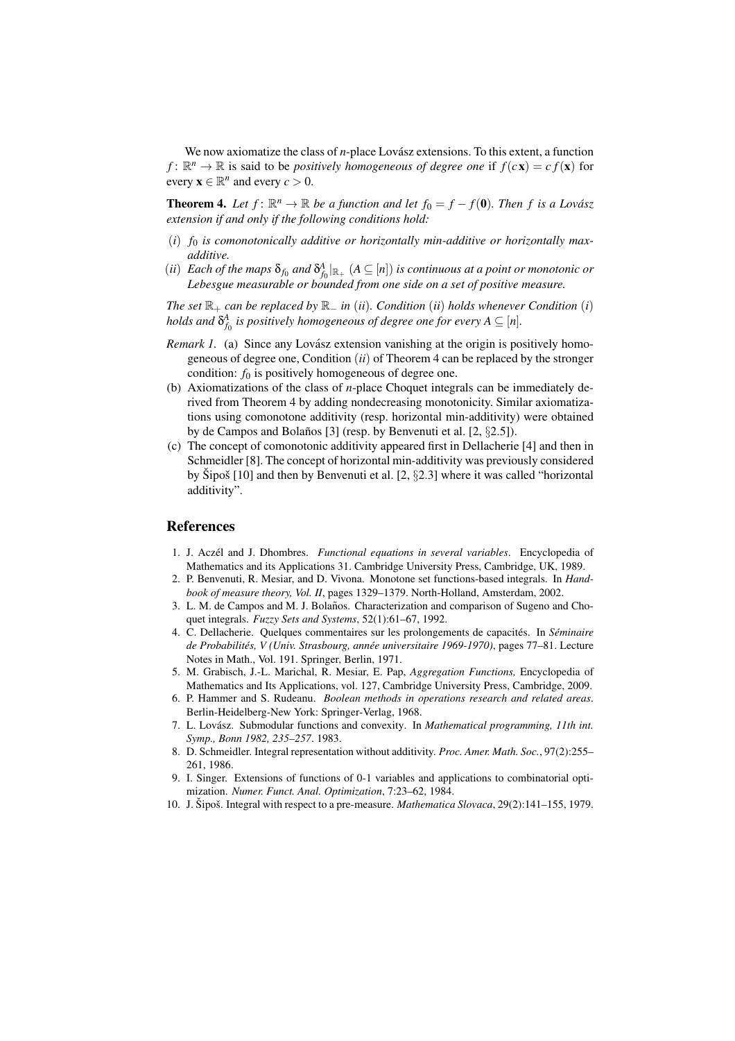We now axiomatize the class of $n$-place Lovász extensions. To this extent, a function $f\colon \mathbb{R}^n \to \mathbb{R}$ is said to be *positively homogeneous of degree one* if $f(c\mathbf{x}) = c\,f(\mathbf{x})$ for every $\mathbf{x} \in \mathbb{R}^n$ and every $c > 0$.

**Theorem 4.** *Let $f\colon \mathbb{R}^n \to \mathbb{R}$ be a function and let $f_0 = f - f(\mathbf{0})$. Then $f$ is a Lovász extension if and only if the following conditions hold:*

- $(i)$ *$f_0$ is comonotonically additive or horizontally min-additive or horizontally max-additive.*
- $(ii)$ *Each of the maps $\delta_{f_0}$ and $\delta_{f_0}^A|_{\mathbb{R}_+}$ $(A \subseteq [n])$ is continuous at a point or monotonic or Lebesgue measurable or bounded from one side on a set of positive measure.*

*The set $\mathbb{R}_+$ can be replaced by $\mathbb{R}_-$ in $(ii)$. Condition $(ii)$ holds whenever Condition $(i)$ holds and $\delta_{f_0}^A$ is positively homogeneous of degree one for every $A \subseteq [n]$.*

*Remark 1.* (a) Since any Lovász extension vanishing at the origin is positively homogeneous of degree one, Condition $(ii)$ of Theorem 4 can be replaced by the stronger condition: $f_0$ is positively homogeneous of degree one.

(b) Axiomatizations of the class of $n$-place Choquet integrals can be immediately derived from Theorem 4 by adding nondecreasing monotonicity. Similar axiomatizations using comonotone additivity (resp. horizontal min-additivity) were obtained by de Campos and Bolaños [3] (resp. by Benvenuti et al. [2, §2.5]).

(c) The concept of comonotonic additivity appeared first in Dellacherie [4] and then in Schmeidler [8]. The concept of horizontal min-additivity was previously considered by Šipoš [10] and then by Benvenuti et al. [2, §2.3] where it was called "horizontal additivity".

## References

1. J. Aczél and J. Dhombres. *Functional equations in several variables*. Encyclopedia of Mathematics and its Applications 31. Cambridge University Press, Cambridge, UK, 1989.
2. P. Benvenuti, R. Mesiar, and D. Vivona. Monotone set functions-based integrals. In *Handbook of measure theory, Vol. II*, pages 1329–1379. North-Holland, Amsterdam, 2002.
3. L. M. de Campos and M. J. Bolaños. Characterization and comparison of Sugeno and Choquet integrals. *Fuzzy Sets and Systems*, 52(1):61–67, 1992.
4. C. Dellacherie. Quelques commentaires sur les prolongements de capacités. In *Séminaire de Probabilités, V (Univ. Strasbourg, année universitaire 1969-1970)*, pages 77–81. Lecture Notes in Math., Vol. 191. Springer, Berlin, 1971.
5. M. Grabisch, J.-L. Marichal, R. Mesiar, E. Pap, *Aggregation Functions,* Encyclopedia of Mathematics and Its Applications, vol. 127, Cambridge University Press, Cambridge, 2009.
6. P. Hammer and S. Rudeanu. *Boolean methods in operations research and related areas*. Berlin-Heidelberg-New York: Springer-Verlag, 1968.
7. L. Lovász. Submodular functions and convexity. In *Mathematical programming, 11th int. Symp., Bonn 1982, 235–257*. 1983.
8. D. Schmeidler. Integral representation without additivity. *Proc. Amer. Math. Soc.*, 97(2):255–261, 1986.
9. I. Singer. Extensions of functions of 0-1 variables and applications to combinatorial optimization. *Numer. Funct. Anal. Optimization*, 7:23–62, 1984.
10. J. Šipoš. Integral with respect to a pre-measure. *Mathematica Slovaca*, 29(2):141–155, 1979.